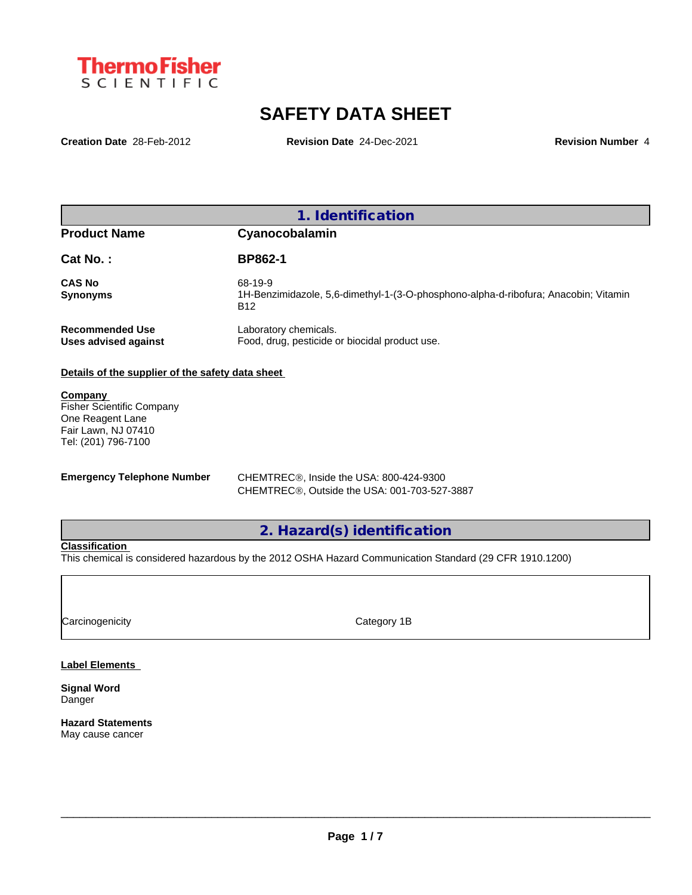Thermo Fisher SCIENTIFIC

# SAFETY DATA SHEET

**Creation Date** 28-Feb-2012 **Revision Date** 24-Dec-2021 **Revision Number** 4

## 1. Identification

| | |
|---|---|
| **Product Name** | **Cyanocobalamin** |
| **Cat No. :** | **BP862-1** |
| **CAS No** | 68-19-9 |
| **Synonyms** | 1H-Benzimidazole, 5,6-dimethyl-1-(3-O-phosphono-alpha-d-ribofura; Anacobin; Vitamin B12 |
| **Recommended Use** | Laboratory chemicals. |
| **Uses advised against** | Food, drug, pesticide or biocidal product use. |

**Details of the supplier of the safety data sheet**

**Company**
Fisher Scientific Company
One Reagent Lane
Fair Lawn, NJ 07410
Tel: (201) 796-7100

**Emergency Telephone Number**
CHEMTREC®, Inside the USA: 800-424-9300
CHEMTREC®, Outside the USA: 001-703-527-3887

## 2. Hazard(s) identification

**Classification**
This chemical is considered hazardous by the 2012 OSHA Hazard Communication Standard (29 CFR 1910.1200)

| | |
|---|---|
| Carcinogenicity | Category 1B |

**Label Elements**

**Signal Word**
Danger

**Hazard Statements**
May cause cancer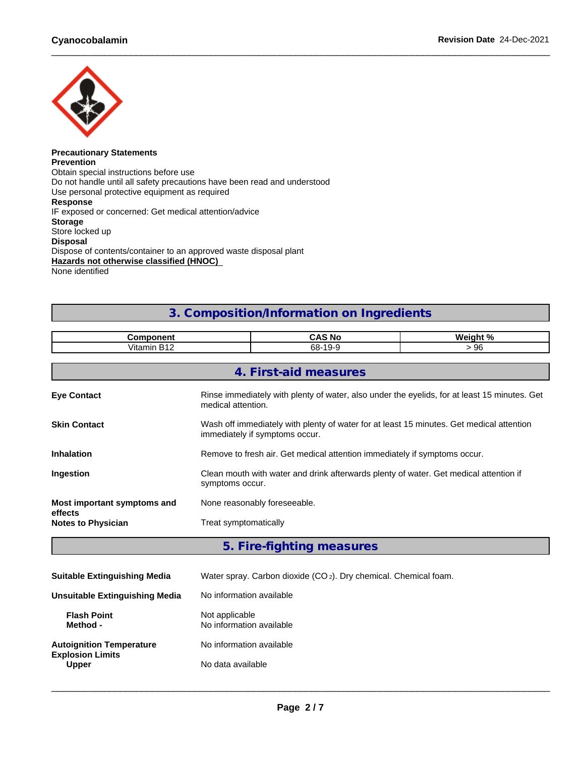**Precautionary Statements**
**Prevention**
Obtain special instructions before use
Do not handle until all safety precautions have been read and understood
Use personal protective equipment as required
**Response**
IF exposed or concerned: Get medical attention/advice
**Storage**
Store locked up
**Disposal**
Dispose of contents/container to an approved waste disposal plant
**Hazards not otherwise classified (HNOC)**
None identified

## 3. Composition/Information on Ingredients

| Component | CAS No | Weight % |
|---|---|---|
| Vitamin B12 | 68-19-9 | > 96 |

## 4. First-aid measures

**Eye Contact** — Rinse immediately with plenty of water, also under the eyelids, for at least 15 minutes. Get medical attention.

**Skin Contact** — Wash off immediately with plenty of water for at least 15 minutes. Get medical attention immediately if symptoms occur.

**Inhalation** — Remove to fresh air. Get medical attention immediately if symptoms occur.

**Ingestion** — Clean mouth with water and drink afterwards plenty of water. Get medical attention if symptoms occur.

**Most important symptoms and effects** — None reasonably foreseeable.

**Notes to Physician** — Treat symptomatically

## 5. Fire-fighting measures

**Suitable Extinguishing Media** — Water spray. Carbon dioxide ($CO_2$). Dry chemical. Chemical foam.

**Unsuitable Extinguishing Media** — No information available

**Flash Point** — Not applicable
**Method -** — No information available

**Autoignition Temperature** — No information available
**Explosion Limits**
**Upper** — No data available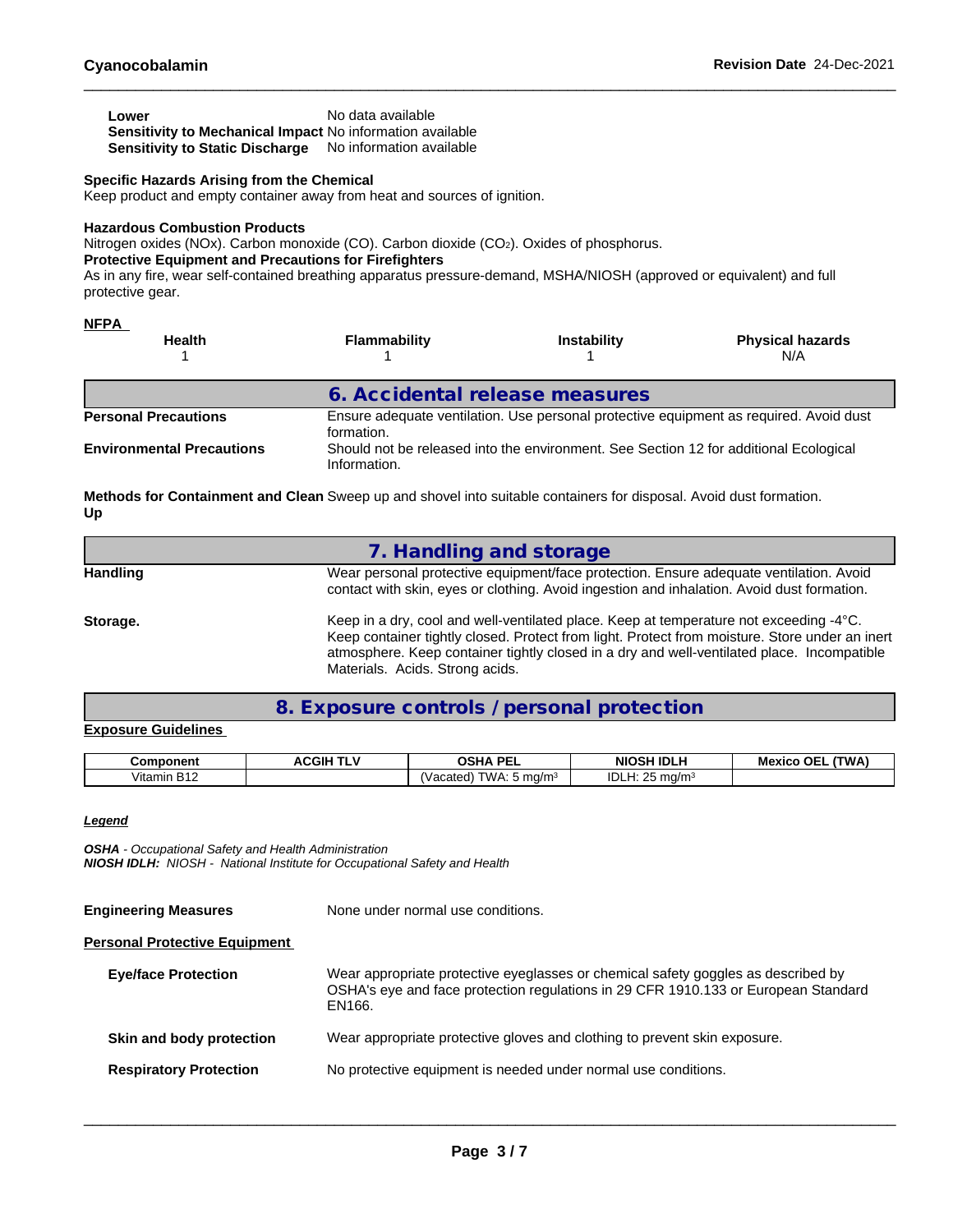| | |
|---|---|
| **Lower** | No data available |
| **Sensitivity to Mechanical Impact** | No information available |
| **Sensitivity to Static Discharge** | No information available |

**Specific Hazards Arising from the Chemical**
Keep product and empty container away from heat and sources of ignition.

**Hazardous Combustion Products**
Nitrogen oxides (NOx). Carbon monoxide (CO). Carbon dioxide ($CO_2$). Oxides of phosphorus.
**Protective Equipment and Precautions for Firefighters**
As in any fire, wear self-contained breathing apparatus pressure-demand, MSHA/NIOSH (approved or equivalent) and full protective gear.

**NFPA**

| Health | Flammability | Instability | Physical hazards |
|---|---|---|---|
| 1 | 1 | 1 | N/A |

## 6. Accidental release measures

| | |
|---|---|
| **Personal Precautions** | Ensure adequate ventilation. Use personal protective equipment as required. Avoid dust formation. |
| **Environmental Precautions** | Should not be released into the environment. See Section 12 for additional Ecological Information. |
| **Methods for Containment and Clean Up** | Sweep up and shovel into suitable containers for disposal. Avoid dust formation. |

## 7. Handling and storage

| | |
|---|---|
| **Handling** | Wear personal protective equipment/face protection. Ensure adequate ventilation. Avoid contact with skin, eyes or clothing. Avoid ingestion and inhalation. Avoid dust formation. |
| **Storage.** | Keep in a dry, cool and well-ventilated place. Keep at temperature not exceeding -4°C. Keep container tightly closed. Protect from light. Protect from moisture. Store under an inert atmosphere. Keep container tightly closed in a dry and well-ventilated place. Incompatible Materials. Acids. Strong acids. |

## 8. Exposure controls / personal protection

**Exposure Guidelines**

| Component | ACGIH TLV | OSHA PEL | NIOSH IDLH | Mexico OEL (TWA) |
|---|---|---|---|---|
| Vitamin B12 | | (Vacated) TWA: 5 mg/m³ | IDLH: 25 mg/m³ | |

***Legend***

***OSHA** - Occupational Safety and Health Administration*
***NIOSH IDLH:** NIOSH - National Institute for Occupational Safety and Health*

| | |
|---|---|
| **Engineering Measures** | None under normal use conditions. |

**Personal Protective Equipment**

| | |
|---|---|
| **Eye/face Protection** | Wear appropriate protective eyeglasses or chemical safety goggles as described by OSHA's eye and face protection regulations in 29 CFR 1910.133 or European Standard EN166. |
| **Skin and body protection** | Wear appropriate protective gloves and clothing to prevent skin exposure. |
| **Respiratory Protection** | No protective equipment is needed under normal use conditions. |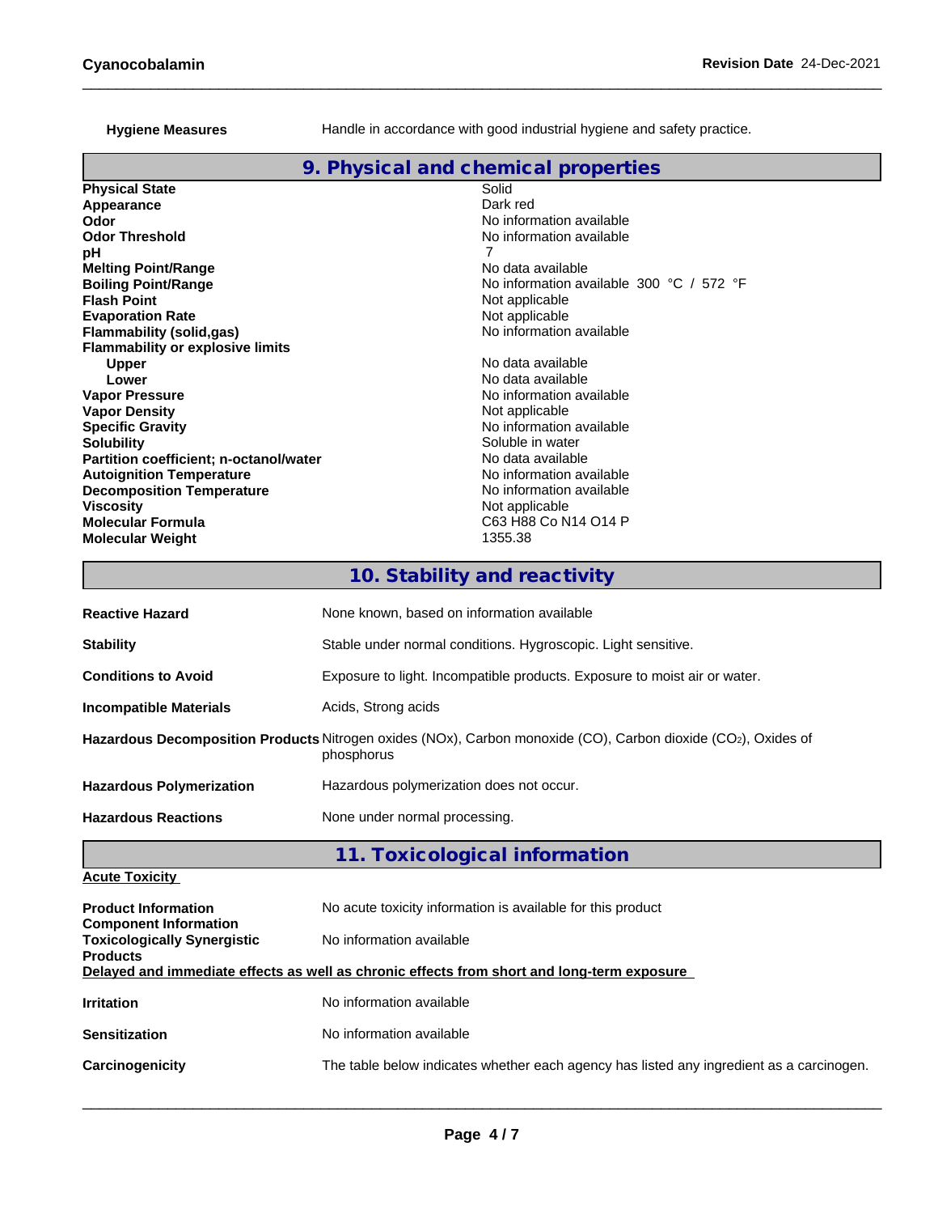**Hygiene Measures** Handle in accordance with good industrial hygiene and safety practice.

## 9. Physical and chemical properties

| | |
|---|---|
| **Physical State** | Solid |
| **Appearance** | Dark red |
| **Odor** | No information available |
| **Odor Threshold** | No information available |
| **pH** | 7 |
| **Melting Point/Range** | No data available |
| **Boiling Point/Range** | No information available 300 °C / 572 °F |
| **Flash Point** | Not applicable |
| **Evaporation Rate** | Not applicable |
| **Flammability (solid,gas)** | No information available |
| **Flammability or explosive limits** | |
| **Upper** | No data available |
| **Lower** | No data available |
| **Vapor Pressure** | No information available |
| **Vapor Density** | Not applicable |
| **Specific Gravity** | No information available |
| **Solubility** | Soluble in water |
| **Partition coefficient; n-octanol/water** | No data available |
| **Autoignition Temperature** | No information available |
| **Decomposition Temperature** | No information available |
| **Viscosity** | Not applicable |
| **Molecular Formula** | C63 H88 Co N14 O14 P |
| **Molecular Weight** | 1355.38 |

## 10. Stability and reactivity

| | |
|---|---|
| **Reactive Hazard** | None known, based on information available |
| **Stability** | Stable under normal conditions. Hygroscopic. Light sensitive. |
| **Conditions to Avoid** | Exposure to light. Incompatible products. Exposure to moist air or water. |
| **Incompatible Materials** | Acids, Strong acids |
| **Hazardous Decomposition Products** | Nitrogen oxides (NOx), Carbon monoxide (CO), Carbon dioxide ($CO_2$), Oxides of phosphorus |
| **Hazardous Polymerization** | Hazardous polymerization does not occur. |
| **Hazardous Reactions** | None under normal processing. |

## 11. Toxicological information

**Acute Toxicity**

| | |
|---|---|
| **Product Information** | No acute toxicity information is available for this product |
| **Component Information** | |
| **Toxicologically Synergistic Products** | No information available |

**Delayed and immediate effects as well as chronic effects from short and long-term exposure**

| | |
|---|---|
| **Irritation** | No information available |
| **Sensitization** | No information available |
| **Carcinogenicity** | The table below indicates whether each agency has listed any ingredient as a carcinogen. |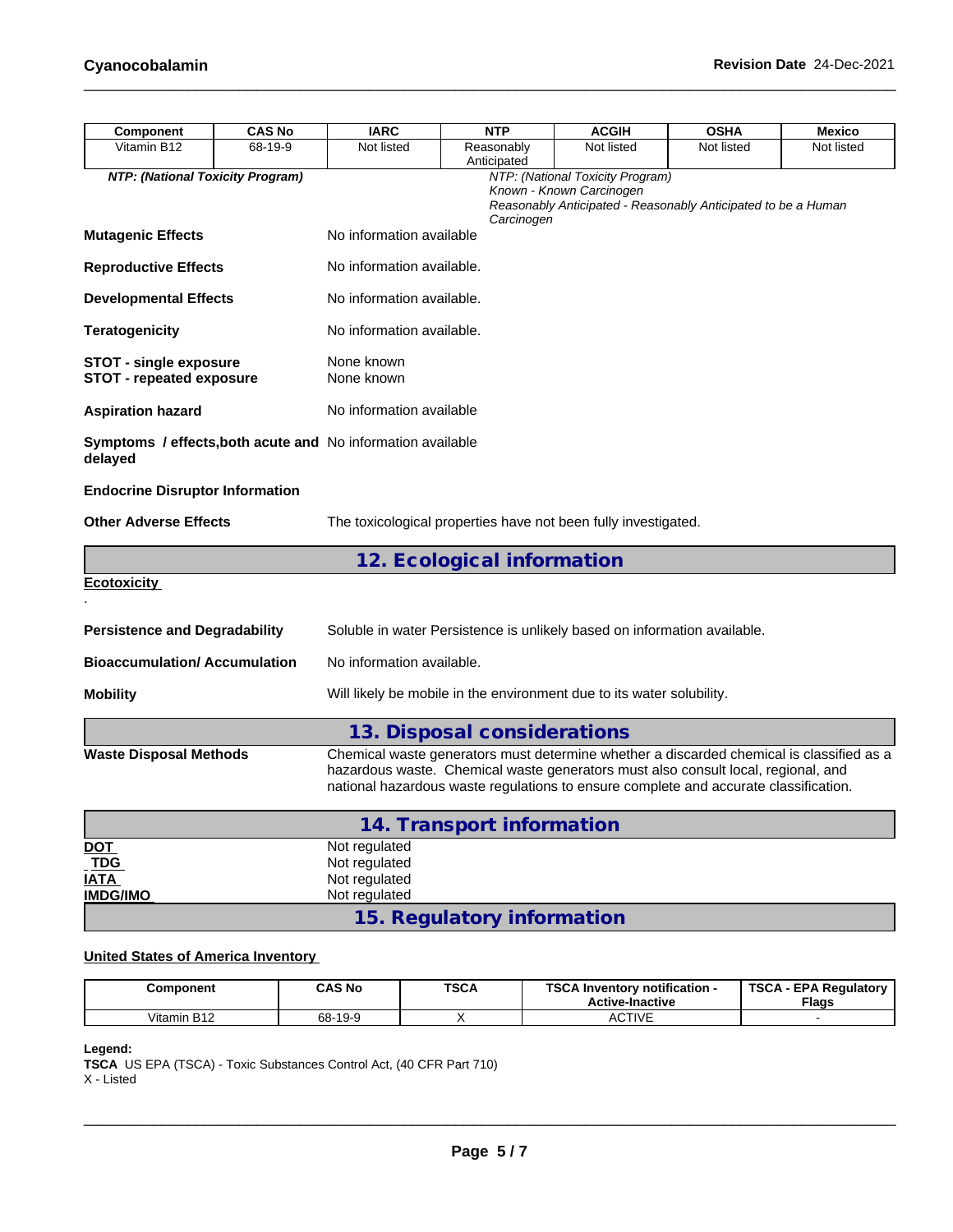| Component | CAS No | IARC | NTP | ACGIH | OSHA | Mexico |
|---|---|---|---|---|---|---|
| Vitamin B12 | 68-19-9 | Not listed | Reasonably Anticipated | Not listed | Not listed | Not listed |

***NTP: (National Toxicity Program)***

*NTP: (National Toxicity Program)*
*Known - Known Carcinogen*
*Reasonably Anticipated - Reasonably Anticipated to be a Human Carcinogen*

**Mutagenic Effects** No information available

**Reproductive Effects** No information available.

**Developmental Effects** No information available.

**Teratogenicity** No information available.

**STOT - single exposure** None known
**STOT - repeated exposure** None known

**Aspiration hazard** No information available

**Symptoms / effects,both acute and delayed** No information available

**Endocrine Disruptor Information**

**Other Adverse Effects** The toxicological properties have not been fully investigated.

## 12. Ecological information

**Ecotoxicity**

.

**Persistence and Degradability** Soluble in water Persistence is unlikely based on information available.

**Bioaccumulation/ Accumulation** No information available.

**Mobility** Will likely be mobile in the environment due to its water solubility.

## 13. Disposal considerations

**Waste Disposal Methods** Chemical waste generators must determine whether a discarded chemical is classified as a hazardous waste. Chemical waste generators must also consult local, regional, and national hazardous waste regulations to ensure complete and accurate classification.

## 14. Transport information

**DOT** Not regulated
**TDG** Not regulated
**IATA** Not regulated
**IMDG/IMO** Not regulated

## 15. Regulatory information

**United States of America Inventory**

| Component | CAS No | TSCA | TSCA Inventory notification - Active-Inactive | TSCA - EPA Regulatory Flags |
|---|---|---|---|---|
| Vitamin B12 | 68-19-9 | X | ACTIVE | - |

**Legend:**
**TSCA** US EPA (TSCA) - Toxic Substances Control Act, (40 CFR Part 710)
X - Listed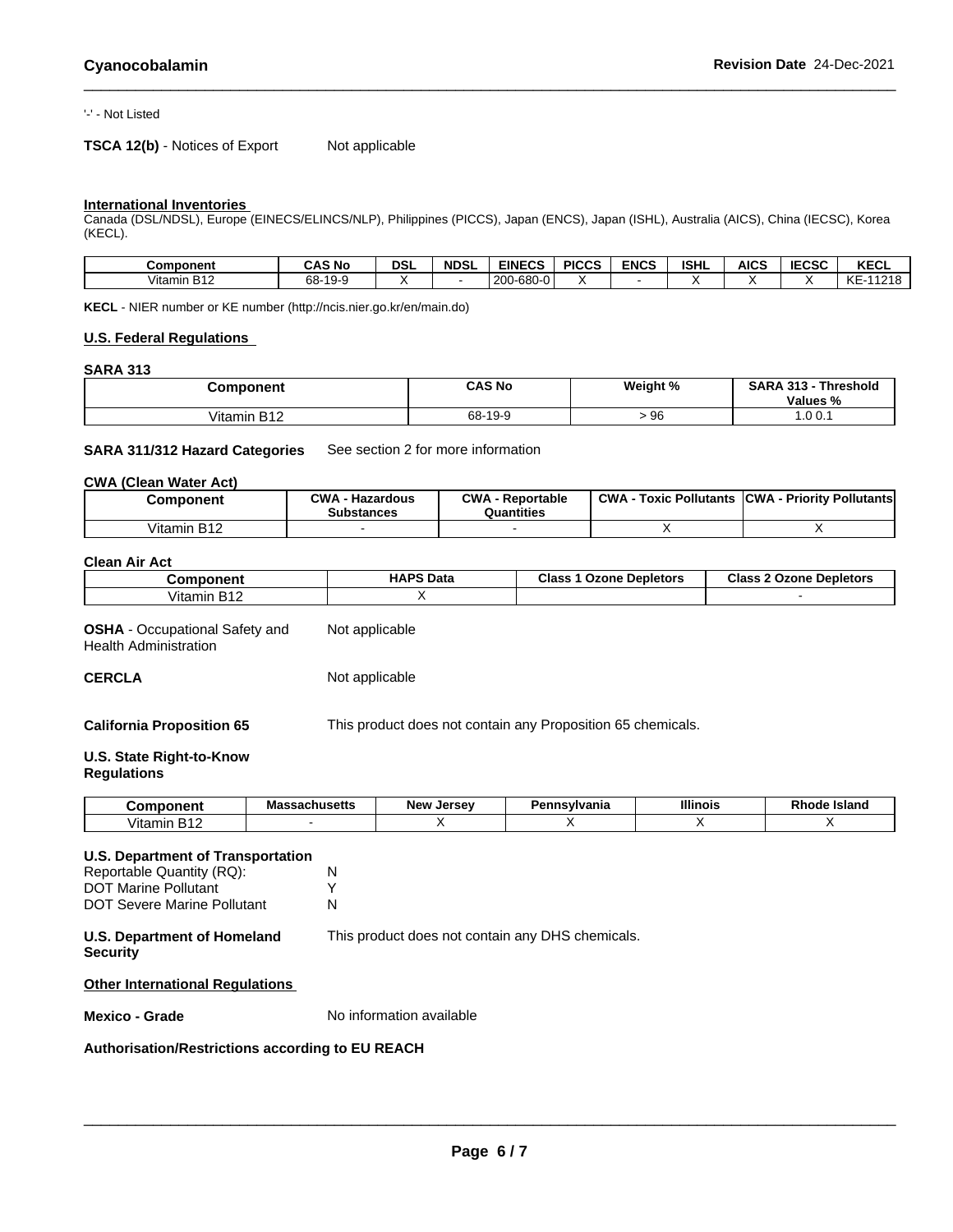'-' - Not Listed

**TSCA 12(b)** - Notices of Export Not applicable

**International Inventories**

Canada (DSL/NDSL), Europe (EINECS/ELINCS/NLP), Philippines (PICCS), Japan (ENCS), Japan (ISHL), Australia (AICS), China (IECSC), Korea (KECL).

| Component | CAS No | DSL | NDSL | EINECS | PICCS | ENCS | ISHL | AICS | IECSC | KECL |
|---|---|---|---|---|---|---|---|---|---|---|
| Vitamin B12 | 68-19-9 | X | - | 200-680-0 | X | - | X | X | X | KE-11218 |

**KECL** - NIER number or KE number (http://ncis.nier.go.kr/en/main.do)

**U.S. Federal Regulations**

**SARA 313**

| Component | CAS No | Weight % | SARA 313 - Threshold Values % |
|---|---|---|---|
| Vitamin B12 | 68-19-9 | > 96 | 1.0 0.1 |

**SARA 311/312 Hazard Categories** See section 2 for more information

**CWA (Clean Water Act)**

| Component | CWA - Hazardous Substances | CWA - Reportable Quantities | CWA - Toxic Pollutants | CWA - Priority Pollutants |
|---|---|---|---|---|
| Vitamin B12 | - | - | X | X |

**Clean Air Act**

| Component | HAPS Data | Class 1 Ozone Depletors | Class 2 Ozone Depletors |
|---|---|---|---|
| Vitamin B12 | X | | - |

**OSHA** - Occupational Safety and Health Administration Not applicable

**CERCLA** Not applicable

**California Proposition 65** This product does not contain any Proposition 65 chemicals.

**U.S. State Right-to-Know Regulations**

| Component | Massachusetts | New Jersey | Pennsylvania | Illinois | Rhode Island |
|---|---|---|---|---|---|
| Vitamin B12 | - | X | X | X | X |

**U.S. Department of Transportation**

Reportable Quantity (RQ): N
DOT Marine Pollutant Y
DOT Severe Marine Pollutant N

**U.S. Department of Homeland Security** This product does not contain any DHS chemicals.

**Other International Regulations**

**Mexico - Grade** No information available

**Authorisation/Restrictions according to EU REACH**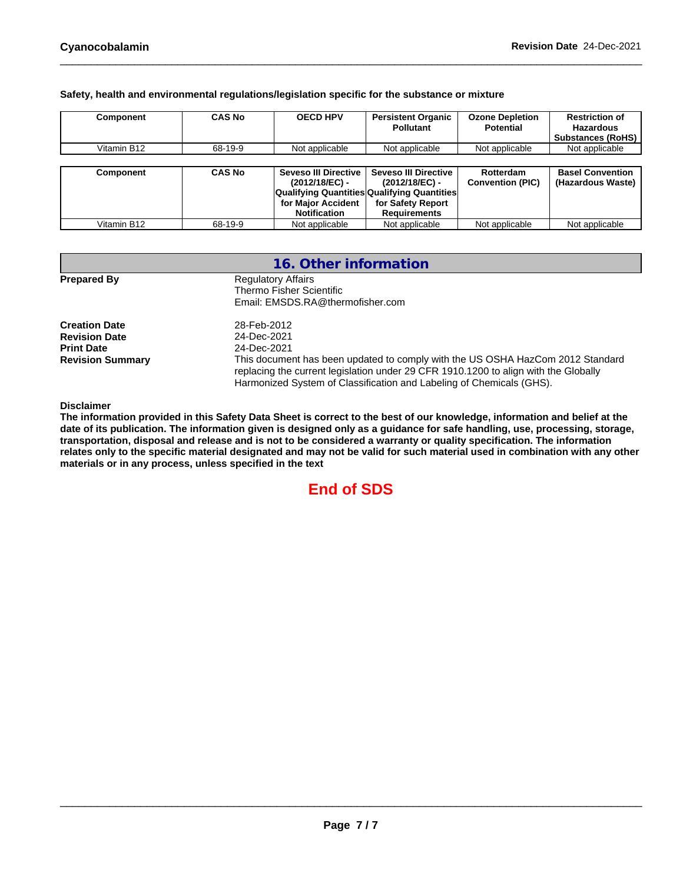**Safety, health and environmental regulations/legislation specific for the substance or mixture**

| Component | CAS No | OECD HPV | Persistent Organic Pollutant | Ozone Depletion Potential | Restriction of Hazardous Substances (RoHS) |
|---|---|---|---|---|---|
| Vitamin B12 | 68-19-9 | Not applicable | Not applicable | Not applicable | Not applicable |

| Component | CAS No | Seveso III Directive (2012/18/EC) - Qualifying Quantities for Major Accident Notification | Seveso III Directive (2012/18/EC) - Qualifying Quantities for Safety Report Requirements | Rotterdam Convention (PIC) | Basel Convention (Hazardous Waste) |
|---|---|---|---|---|---|
| Vitamin B12 | 68-19-9 | Not applicable | Not applicable | Not applicable | Not applicable |

## 16. Other information

**Prepared By**
Regulatory Affairs
Thermo Fisher Scientific
Email: EMSDS.RA@thermofisher.com

**Creation Date** 28-Feb-2012
**Revision Date** 24-Dec-2021
**Print Date** 24-Dec-2021
**Revision Summary** This document has been updated to comply with the US OSHA HazCom 2012 Standard replacing the current legislation under 29 CFR 1910.1200 to align with the Globally Harmonized System of Classification and Labeling of Chemicals (GHS).

**Disclaimer**

**The information provided in this Safety Data Sheet is correct to the best of our knowledge, information and belief at the date of its publication. The information given is designed only as a guidance for safe handling, use, processing, storage, transportation, disposal and release and is not to be considered a warranty or quality specification. The information relates only to the specific material designated and may not be valid for such material used in combination with any other materials or in any process, unless specified in the text**

**End of SDS**